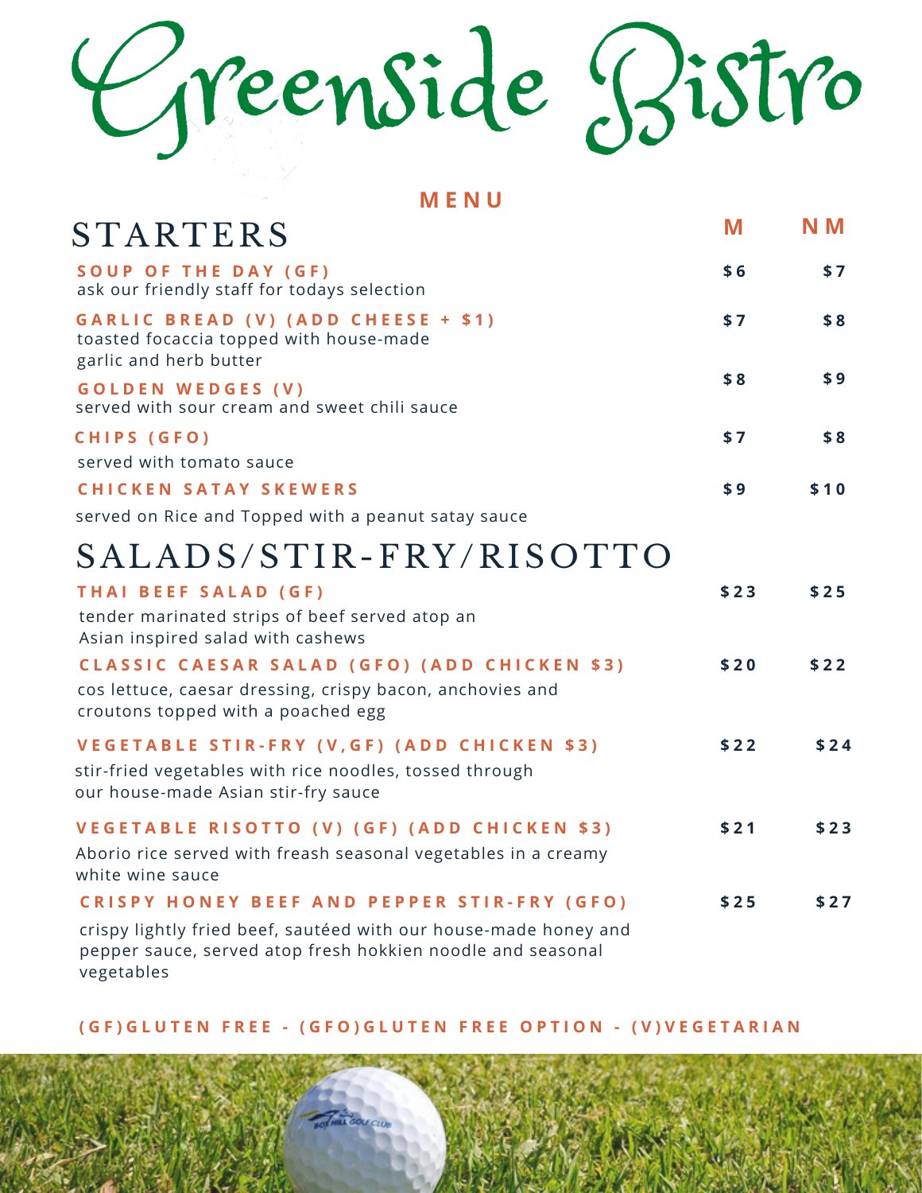# Greenside Bistro

**MENU**

## STARTERS

| | M | NM |
|---|---|---|
| **SOUP OF THE DAY (GF)**<br>ask our friendly staff for todays selection | $6 | $7 |
| **GARLIC BREAD (V) (ADD CHEESE + $1)**<br>toasted focaccia topped with house-made garlic and herb butter | $7 | $8 |
| **GOLDEN WEDGES (V)**<br>served with sour cream and sweet chili sauce | $8 | $9 |
| **CHIPS (GFO)**<br>served with tomato sauce | $7 | $8 |
| **CHICKEN SATAY SKEWERS**<br>served on Rice and Topped with a peanut satay sauce | $9 | $10 |

## SALADS/STIR-FRY/RISOTTO

| | M | NM |
|---|---|---|
| **THAI BEEF SALAD (GF)**<br>tender marinated strips of beef served atop an Asian inspired salad with cashews | $23 | $25 |
| **CLASSIC CAESAR SALAD (GFO) (ADD CHICKEN $3)**<br>cos lettuce, caesar dressing, crispy bacon, anchovies and croutons topped with a poached egg | $20 | $22 |
| **VEGETABLE STIR-FRY (V,GF) (ADD CHICKEN $3)**<br>stir-fried vegetables with rice noodles, tossed through our house-made Asian stir-fry sauce | $22 | $24 |
| **VEGETABLE RISOTTO (V) (GF) (ADD CHICKEN $3)**<br>Aborio rice served with freash seasonal vegetables in a creamy white wine sauce | $21 | $23 |
| **CRISPY HONEY BEEF AND PEPPER STIR-FRY (GFO)**<br>crispy lightly fried beef, sautéed with our house-made honey and pepper sauce, served atop fresh hokkien noodle and seasonal vegetables | $25 | $27 |

**(GF)GLUTEN FREE - (GFO)GLUTEN FREE OPTION - (V)VEGETARIAN**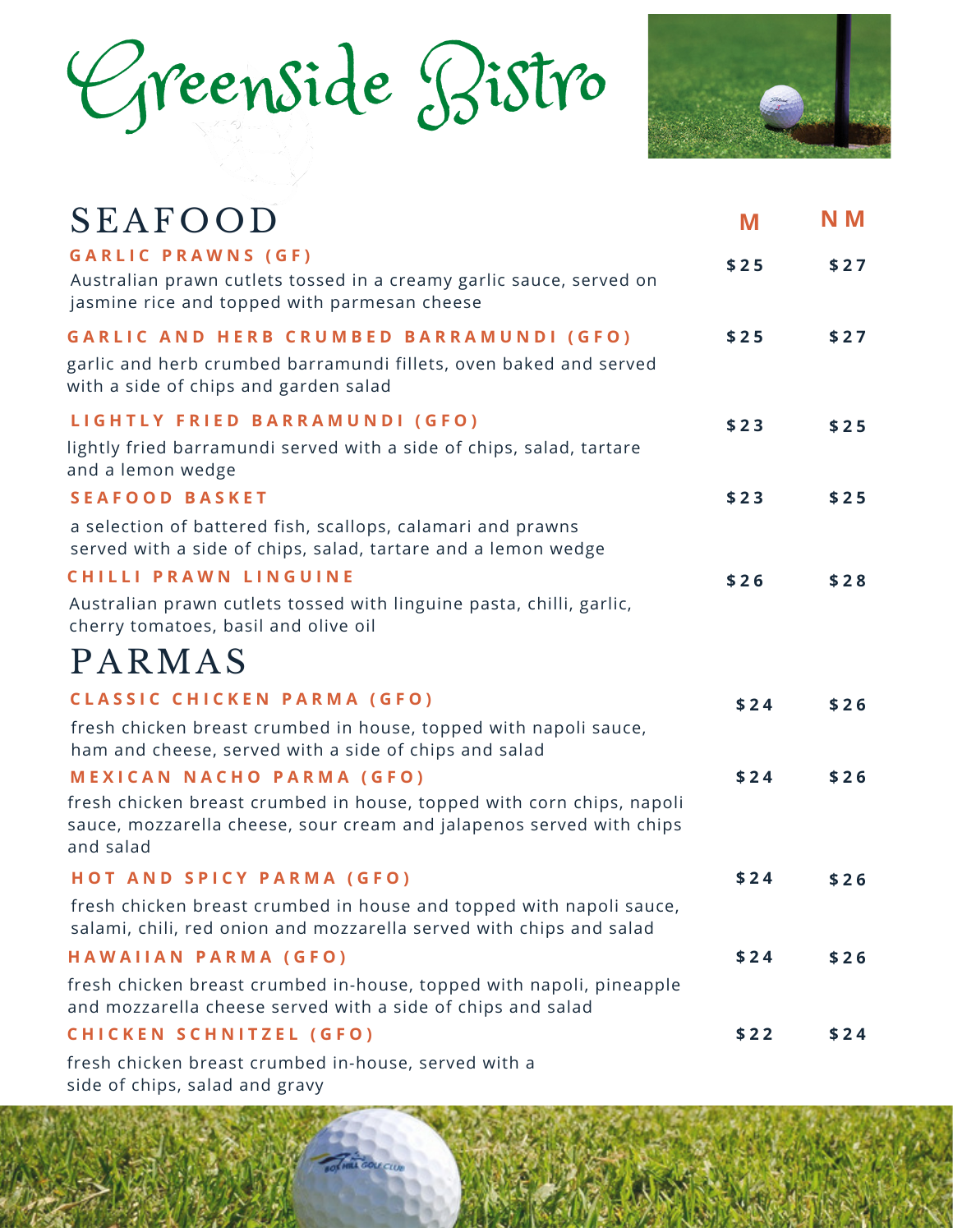# Greenside Bistro

## SEAFOOD

| | M | NM |
|---|---|---|
| **GARLIC PRAWNS (GF)**<br>Australian prawn cutlets tossed in a creamy garlic sauce, served on jasmine rice and topped with parmesan cheese | $25 | $27 |
| **GARLIC AND HERB CRUMBED BARRAMUNDI (GFO)**<br>garlic and herb crumbed barramundi fillets, oven baked and served with a side of chips and garden salad | $25 | $27 |
| **LIGHTLY FRIED BARRAMUNDI (GFO)**<br>lightly fried barramundi served with a side of chips, salad, tartare and a lemon wedge | $23 | $25 |
| **SEAFOOD BASKET**<br>a selection of battered fish, scallops, calamari and prawns served with a side of chips, salad, tartare and a lemon wedge | $23 | $25 |
| **CHILLI PRAWN LINGUINE**<br>Australian prawn cutlets tossed with linguine pasta, chilli, garlic, cherry tomatoes, basil and olive oil | $26 | $28 |

## PARMAS

| | M | NM |
|---|---|---|
| **CLASSIC CHICKEN PARMA (GFO)**<br>fresh chicken breast crumbed in house, topped with napoli sauce, ham and cheese, served with a side of chips and salad | $24 | $26 |
| **MEXICAN NACHO PARMA (GFO)**<br>fresh chicken breast crumbed in house, topped with corn chips, napoli sauce, mozzarella cheese, sour cream and jalapenos served with chips and salad | $24 | $26 |
| **HOT AND SPICY PARMA (GFO)**<br>fresh chicken breast crumbed in house and topped with napoli sauce, salami, chili, red onion and mozzarella served with chips and salad | $24 | $26 |
| **HAWAIIAN PARMA (GFO)**<br>fresh chicken breast crumbed in-house, topped with napoli, pineapple and mozzarella cheese served with a side of chips and salad | $24 | $26 |
| **CHICKEN SCHNITZEL (GFO)**<br>fresh chicken breast crumbed in-house, served with a side of chips, salad and gravy | $22 | $24 |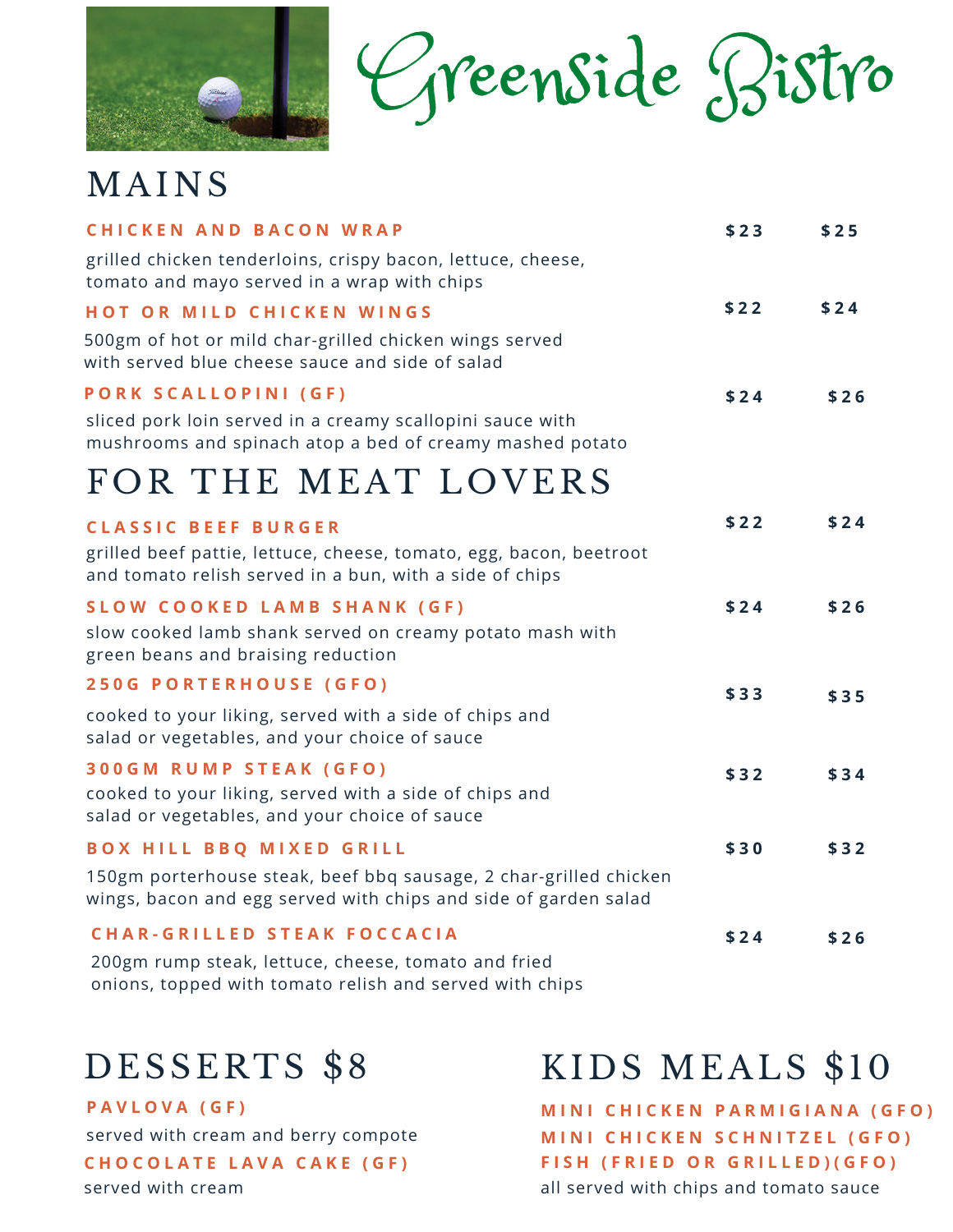# Greenside Bistro

## MAINS

**CHICKEN AND BACON WRAP** $23 $25

grilled chicken tenderloins, crispy bacon, lettuce, cheese, tomato and mayo served in a wrap with chips

**HOT OR MILD CHICKEN WINGS** $22 $24

500gm of hot or mild char-grilled chicken wings served with served blue cheese sauce and side of salad

**PORK SCALLOPINI (GF)** $24 $26

sliced pork loin served in a creamy scallopini sauce with mushrooms and spinach atop a bed of creamy mashed potato

## FOR THE MEAT LOVERS

**CLASSIC BEEF BURGER** $22 $24

grilled beef pattie, lettuce, cheese, tomato, egg, bacon, beetroot and tomato relish served in a bun, with a side of chips

**SLOW COOKED LAMB SHANK (GF)** $24 $26

slow cooked lamb shank served on creamy potato mash with green beans and braising reduction

**250G PORTERHOUSE (GFO)** $33 $35

cooked to your liking, served with a side of chips and salad or vegetables, and your choice of sauce

**300GM RUMP STEAK (GFO)** $32 $34

cooked to your liking, served with a side of chips and salad or vegetables, and your choice of sauce

**BOX HILL BBQ MIXED GRILL** $30 $32

150gm porterhouse steak, beef bbq sausage, 2 char-grilled chicken wings, bacon and egg served with chips and side of garden salad

**CHAR-GRILLED STEAK FOCCACIA** $24 $26

200gm rump steak, lettuce, cheese, tomato and fried onions, topped with tomato relish and served with chips

## DESSERTS $8

**PAVLOVA (GF)**

served with cream and berry compote

**CHOCOLATE LAVA CAKE (GF)**

served with cream

## KIDS MEALS $10

**MINI CHICKEN PARMIGIANA (GFO)**

**MINI CHICKEN SCHNITZEL (GFO)**

**FISH (FRIED OR GRILLED)(GFO)**

all served with chips and tomato sauce